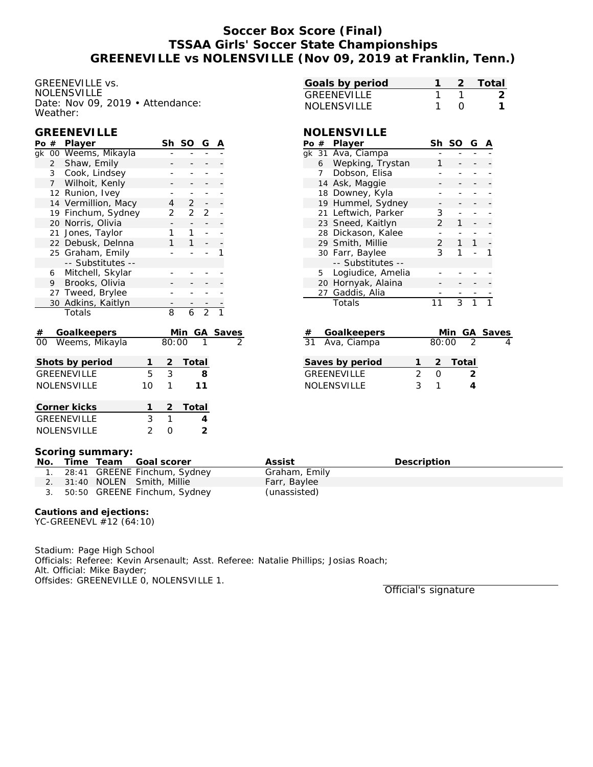# Soccer Box Score (Final)
## TSSAA Girls' Soccer State Championships
## GREENEVILLE vs NOLENSVILLE (Nov 09, 2019 at Franklin, Tenn.)

GREENEVILLE vs. NOLENSVILLE
Date: Nov 09, 2019 • Attendance:
Weather:

| Goals by period | 1 | 2 | Total |
|---|---|---|---|
| GREENEVILLE | 1 | 1 | 2 |
| NOLENSVILLE | 1 | 0 | 1 |

### GREENEVILLE

| Po | # | Player | Sh | SO | G | A |
|---|---|---|---|---|---|---|
| gk | 00 | Weems, Mikayla | - | - | - | - |
| | 2 | Shaw, Emily | - | - | - | - |
| | 3 | Cook, Lindsey | - | - | - | - |
| | 7 | Wilhoit, Kenly | - | - | - | - |
| | 12 | Runion, Ivey | - | - | - | - |
| | 14 | Vermillion, Macy | 4 | 2 | - | - |
| | 19 | Finchum, Sydney | 2 | 2 | 2 | - |
| | 20 | Norris, Olivia | - | - | - | - |
| | 21 | Jones, Taylor | 1 | 1 | - | - |
| | 22 | Debusk, Delnna | 1 | 1 | - | - |
| | 25 | Graham, Emily | - | - | - | 1 |
| | | -- Substitutes -- | | | | |
| | 6 | Mitchell, Skylar | - | - | - | - |
| | 9 | Brooks, Olivia | - | - | - | - |
| | 27 | Tweed, Brylee | - | - | - | - |
| | 30 | Adkins, Kaitlyn | - | - | - | - |
| | | Totals | 8 | 6 | 2 | 1 |

| # | Goalkeepers | Min | GA | Saves |
|---|---|---|---|---|
| 00 | Weems, Mikayla | 80:00 | 1 | 2 |

| Shots by period | 1 | 2 | Total |
|---|---|---|---|
| GREENEVILLE | 5 | 3 | 8 |
| NOLENSVILLE | 10 | 1 | 11 |

| Corner kicks | 1 | 2 | Total |
|---|---|---|---|
| GREENEVILLE | 3 | 1 | 4 |
| NOLENSVILLE | 2 | 0 | 2 |

### NOLENSVILLE

| Po | # | Player | Sh | SO | G | A |
|---|---|---|---|---|---|---|
| gk | 31 | Ava, Ciampa | - | - | - | - |
| | 6 | Wepking, Trystan | 1 | - | - | - |
| | 7 | Dobson, Elisa | - | - | - | - |
| | 14 | Ask, Maggie | - | - | - | - |
| | 18 | Downey, Kyla | - | - | - | - |
| | 19 | Hummel, Sydney | - | - | - | - |
| | 21 | Leftwich, Parker | 3 | - | - | - |
| | 23 | Sneed, Kaitlyn | 2 | 1 | - | - |
| | 28 | Dickason, Kalee | - | - | - | - |
| | 29 | Smith, Millie | 2 | 1 | 1 | - |
| | 30 | Farr, Baylee | 3 | 1 | - | 1 |
| | | -- Substitutes -- | | | | |
| | 5 | Logiudice, Amelia | - | - | - | - |
| | 20 | Hornyak, Alaina | - | - | - | - |
| | 27 | Gaddis, Alia | - | - | - | - |
| | | Totals | 11 | 3 | 1 | 1 |

| # | Goalkeepers | Min | GA | Saves |
|---|---|---|---|---|
| 31 | Ava, Ciampa | 80:00 | 2 | 4 |

| Saves by period | 1 | 2 | Total |
|---|---|---|---|
| GREENEVILLE | 2 | 0 | 2 |
| NOLENSVILLE | 3 | 1 | 4 |

### Scoring summary:

| No. | Time | Team | Goal scorer | Assist | Description |
|---|---|---|---|---|---|
| 1. | 28:41 | GREENE | Finchum, Sydney | Graham, Emily | |
| 2. | 31:40 | NOLEN | Smith, Millie | Farr, Baylee | |
| 3. | 50:50 | GREENE | Finchum, Sydney | (unassisted) | |

**Cautions and ejections:**
YC-GREENEVL #12 (64:10)

Stadium: Page High School
Officials: Referee: Kevin Arsenault; Asst. Referee: Natalie Phillips; Josias Roach;
Alt. Official: Mike Bayder;
Offsides: GREENEVILLE 0, NOLENSVILLE 1.

Official's signature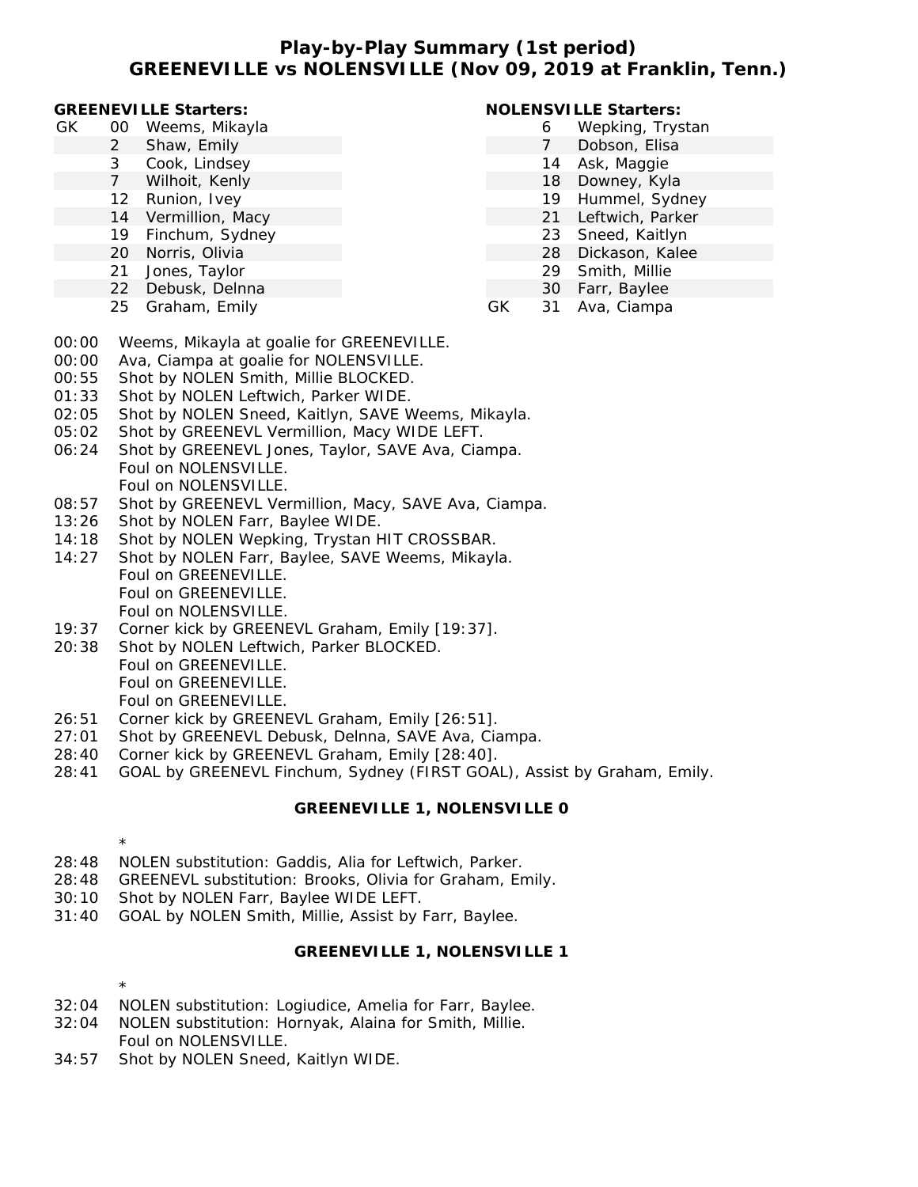# Play-by-Play Summary (1st period)
## GREENEVILLE vs NOLENSVILLE (Nov 09, 2019 at Franklin, Tenn.)

**GREENEVILLE Starters:**

| | # | Player |
|---|---|---|
| GK | 00 | Weems, Mikayla |
| | 2 | Shaw, Emily |
| | 3 | Cook, Lindsey |
| | 7 | Wilhoit, Kenly |
| | 12 | Runion, Ivey |
| | 14 | Vermillion, Macy |
| | 19 | Finchum, Sydney |
| | 20 | Norris, Olivia |
| | 21 | Jones, Taylor |
| | 22 | Debusk, Delnna |
| | 25 | Graham, Emily |

**NOLENSVILLE Starters:**

| | # | Player |
|---|---|---|
| | 6 | Wepking, Trystan |
| | 7 | Dobson, Elisa |
| | 14 | Ask, Maggie |
| | 18 | Downey, Kyla |
| | 19 | Hummel, Sydney |
| | 21 | Leftwich, Parker |
| | 23 | Sneed, Kaitlyn |
| | 28 | Dickason, Kalee |
| | 29 | Smith, Millie |
| | 30 | Farr, Baylee |
| GK | 31 | Ava, Ciampa |

00:00 Weems, Mikayla at goalie for GREENEVILLE.
00:00 Ava, Ciampa at goalie for NOLENSVILLE.
00:55 Shot by NOLEN Smith, Millie BLOCKED.
01:33 Shot by NOLEN Leftwich, Parker WIDE.
02:05 Shot by NOLEN Sneed, Kaitlyn, SAVE Weems, Mikayla.
05:02 Shot by GREENEVL Vermillion, Macy WIDE LEFT.
06:24 Shot by GREENEVL Jones, Taylor, SAVE Ava, Ciampa.
Foul on NOLENSVILLE.
Foul on NOLENSVILLE.
08:57 Shot by GREENEVL Vermillion, Macy, SAVE Ava, Ciampa.
13:26 Shot by NOLEN Farr, Baylee WIDE.
14:18 Shot by NOLEN Wepking, Trystan HIT CROSSBAR.
14:27 Shot by NOLEN Farr, Baylee, SAVE Weems, Mikayla.
Foul on GREENEVILLE.
Foul on GREENEVILLE.
Foul on NOLENSVILLE.
19:37 Corner kick by GREENEVL Graham, Emily [19:37].
20:38 Shot by NOLEN Leftwich, Parker BLOCKED.
Foul on GREENEVILLE.
Foul on GREENEVILLE.
Foul on GREENEVILLE.
26:51 Corner kick by GREENEVL Graham, Emily [26:51].
27:01 Shot by GREENEVL Debusk, Delnna, SAVE Ava, Ciampa.
28:40 Corner kick by GREENEVL Graham, Emily [28:40].
28:41 GOAL by GREENEVL Finchum, Sydney (FIRST GOAL), Assist by Graham, Emily.

**GREENEVILLE 1, NOLENSVILLE 0**

*

28:48 NOLEN substitution: Gaddis, Alia for Leftwich, Parker.
28:48 GREENEVL substitution: Brooks, Olivia for Graham, Emily.
30:10 Shot by NOLEN Farr, Baylee WIDE LEFT.
31:40 GOAL by NOLEN Smith, Millie, Assist by Farr, Baylee.

**GREENEVILLE 1, NOLENSVILLE 1**

*

32:04 NOLEN substitution: Logiudice, Amelia for Farr, Baylee.
32:04 NOLEN substitution: Hornyak, Alaina for Smith, Millie.
Foul on NOLENSVILLE.
34:57 Shot by NOLEN Sneed, Kaitlyn WIDE.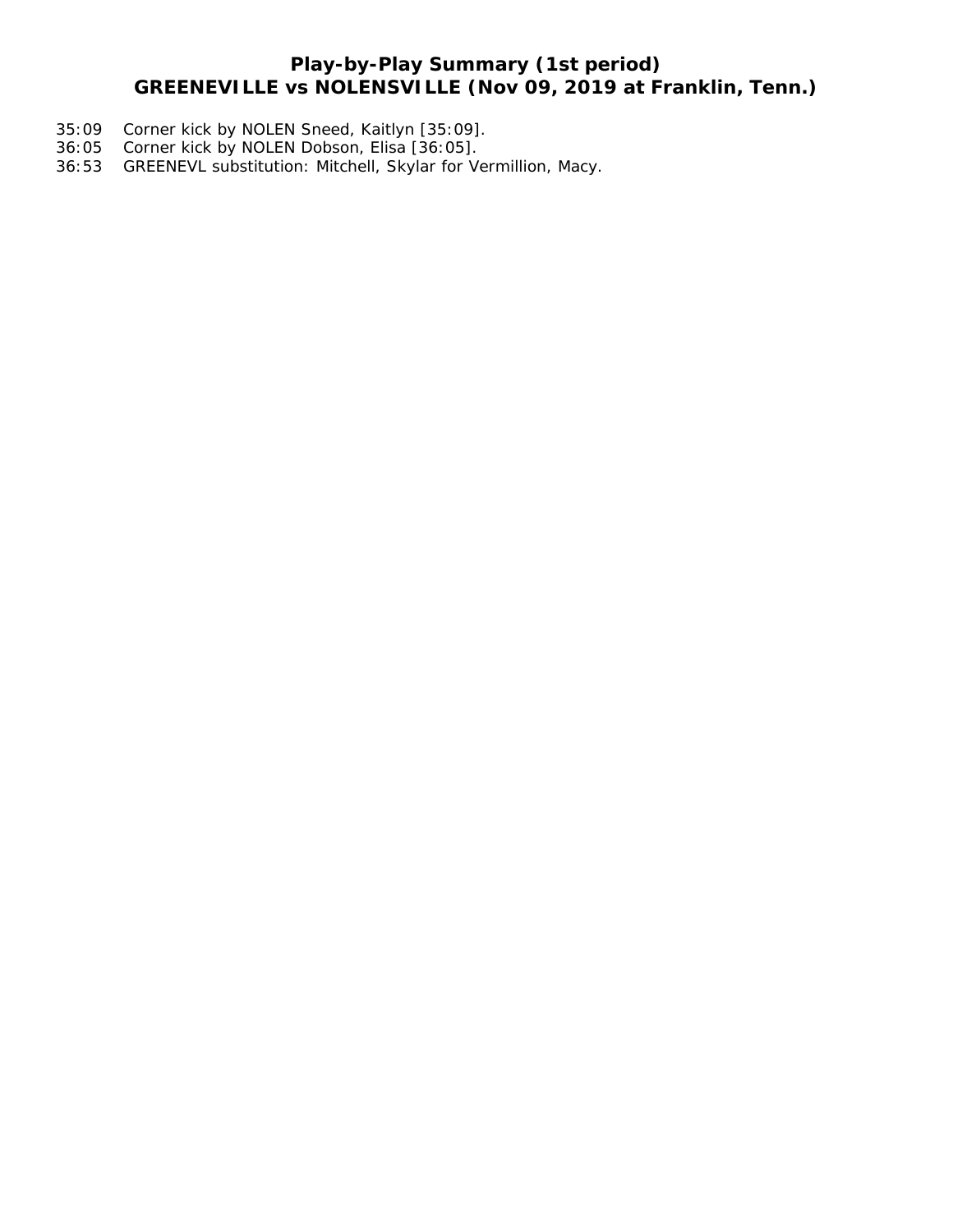# Play-by-Play Summary (1st period)
## GREENEVILLE vs NOLENSVILLE (Nov 09, 2019 at Franklin, Tenn.)

35:09 Corner kick by NOLEN Sneed, Kaitlyn [35:09].
36:05 Corner kick by NOLEN Dobson, Elisa [36:05].
36:53 GREENEVL substitution: Mitchell, Skylar for Vermillion, Macy.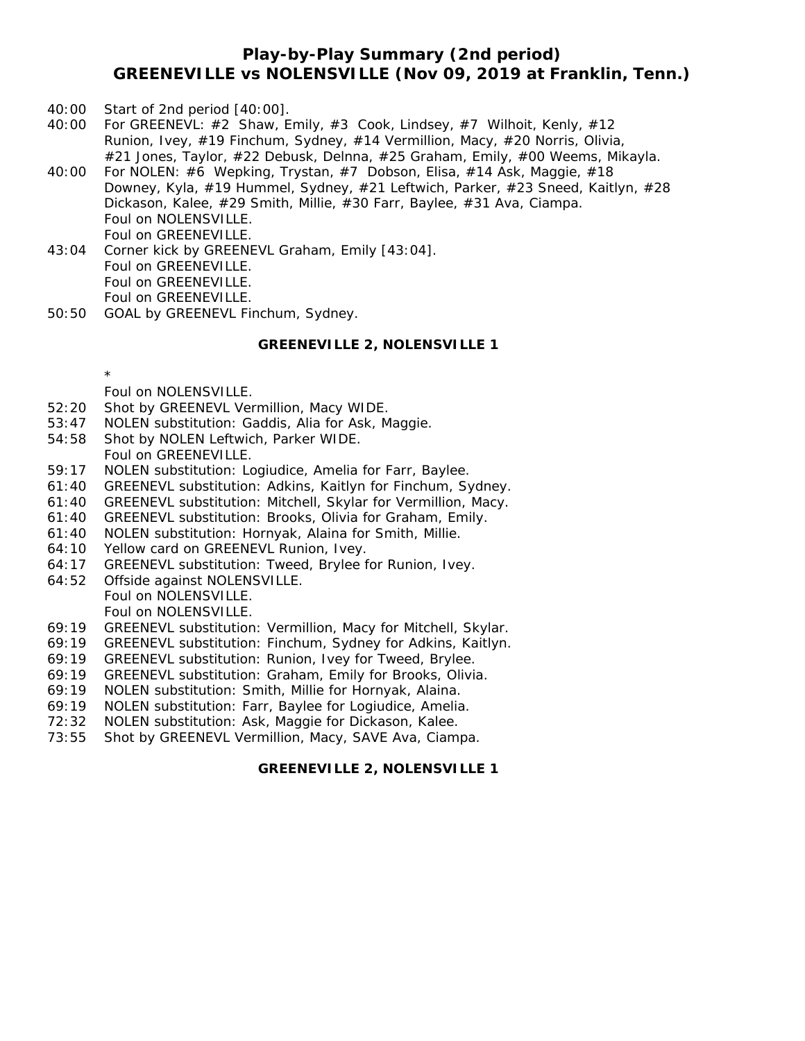# Play-by-Play Summary (2nd period)
## GREENEVILLE vs NOLENSVILLE (Nov 09, 2019 at Franklin, Tenn.)

40:00 Start of 2nd period [40:00].
40:00 For GREENEVL: #2 Shaw, Emily, #3 Cook, Lindsey, #7 Wilhoit, Kenly, #12 Runion, Ivey, #19 Finchum, Sydney, #14 Vermillion, Macy, #20 Norris, Olivia, #21 Jones, Taylor, #22 Debusk, Delnna, #25 Graham, Emily, #00 Weems, Mikayla.
40:00 For NOLEN: #6 Wepking, Trystan, #7 Dobson, Elisa, #14 Ask, Maggie, #18 Downey, Kyla, #19 Hummel, Sydney, #21 Leftwich, Parker, #23 Sneed, Kaitlyn, #28 Dickason, Kalee, #29 Smith, Millie, #30 Farr, Baylee, #31 Ava, Ciampa.
Foul on NOLENSVILLE.
Foul on GREENEVILLE.
43:04 Corner kick by GREENEVL Graham, Emily [43:04].
Foul on GREENEVILLE.
Foul on GREENEVILLE.
Foul on GREENEVILLE.
50:50 GOAL by GREENEVL Finchum, Sydney.

**GREENEVILLE 2, NOLENSVILLE 1**

*
Foul on NOLENSVILLE.
52:20 Shot by GREENEVL Vermillion, Macy WIDE.
53:47 NOLEN substitution: Gaddis, Alia for Ask, Maggie.
54:58 Shot by NOLEN Leftwich, Parker WIDE.
Foul on GREENEVILLE.
59:17 NOLEN substitution: Logiudice, Amelia for Farr, Baylee.
61:40 GREENEVL substitution: Adkins, Kaitlyn for Finchum, Sydney.
61:40 GREENEVL substitution: Mitchell, Skylar for Vermillion, Macy.
61:40 GREENEVL substitution: Brooks, Olivia for Graham, Emily.
61:40 NOLEN substitution: Hornyak, Alaina for Smith, Millie.
64:10 Yellow card on GREENEVL Runion, Ivey.
64:17 GREENEVL substitution: Tweed, Brylee for Runion, Ivey.
64:52 Offside against NOLENSVILLE.
Foul on NOLENSVILLE.
Foul on NOLENSVILLE.
69:19 GREENEVL substitution: Vermillion, Macy for Mitchell, Skylar.
69:19 GREENEVL substitution: Finchum, Sydney for Adkins, Kaitlyn.
69:19 GREENEVL substitution: Runion, Ivey for Tweed, Brylee.
69:19 GREENEVL substitution: Graham, Emily for Brooks, Olivia.
69:19 NOLEN substitution: Smith, Millie for Hornyak, Alaina.
69:19 NOLEN substitution: Farr, Baylee for Logiudice, Amelia.
72:32 NOLEN substitution: Ask, Maggie for Dickason, Kalee.
73:55 Shot by GREENEVL Vermillion, Macy, SAVE Ava, Ciampa.

**GREENEVILLE 2, NOLENSVILLE 1**